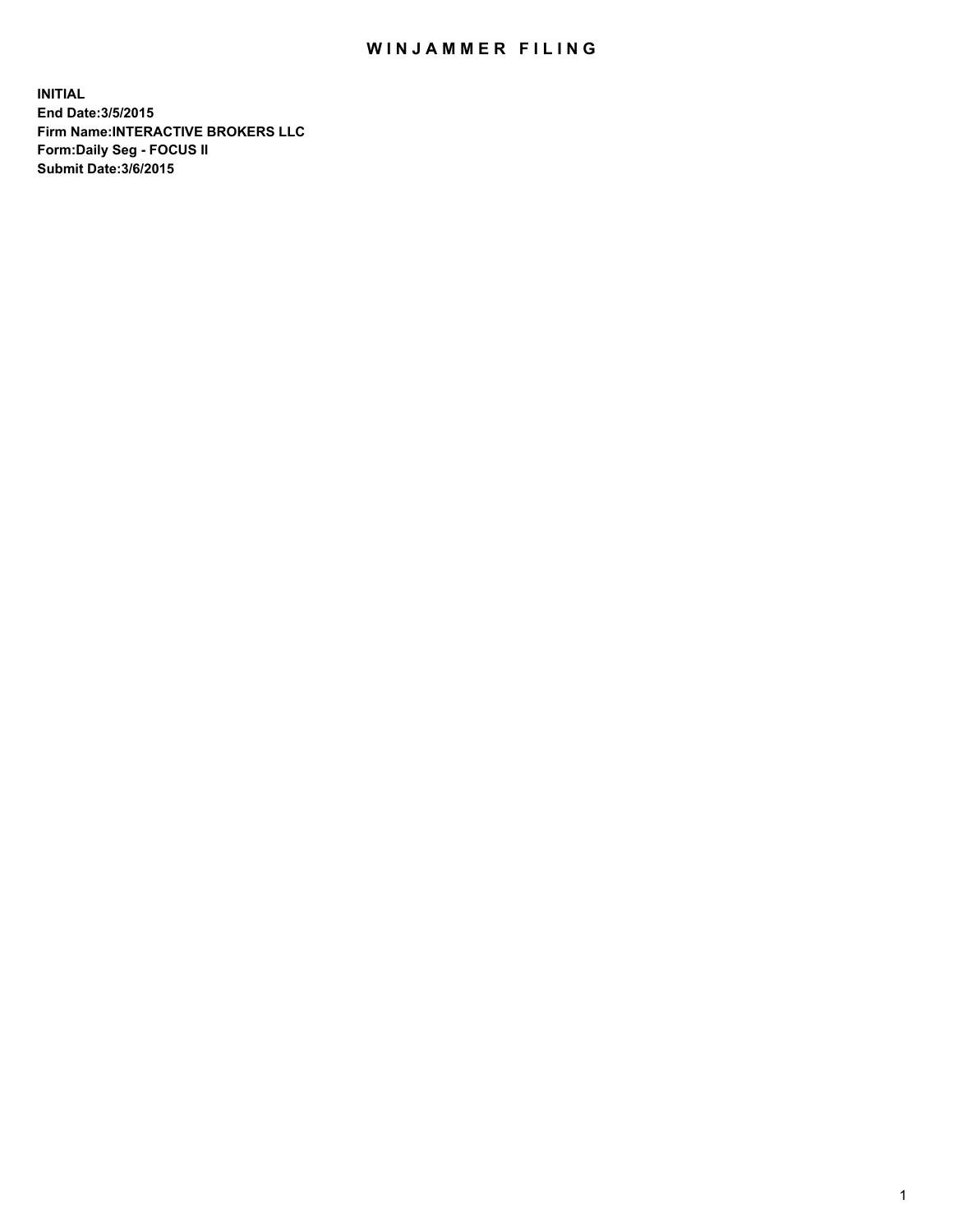# WINJAMMER FILING

**INITIAL**
**End Date:3/5/2015**
**Firm Name:INTERACTIVE BROKERS LLC**
**Form:Daily Seg - FOCUS II**
**Submit Date:3/6/2015**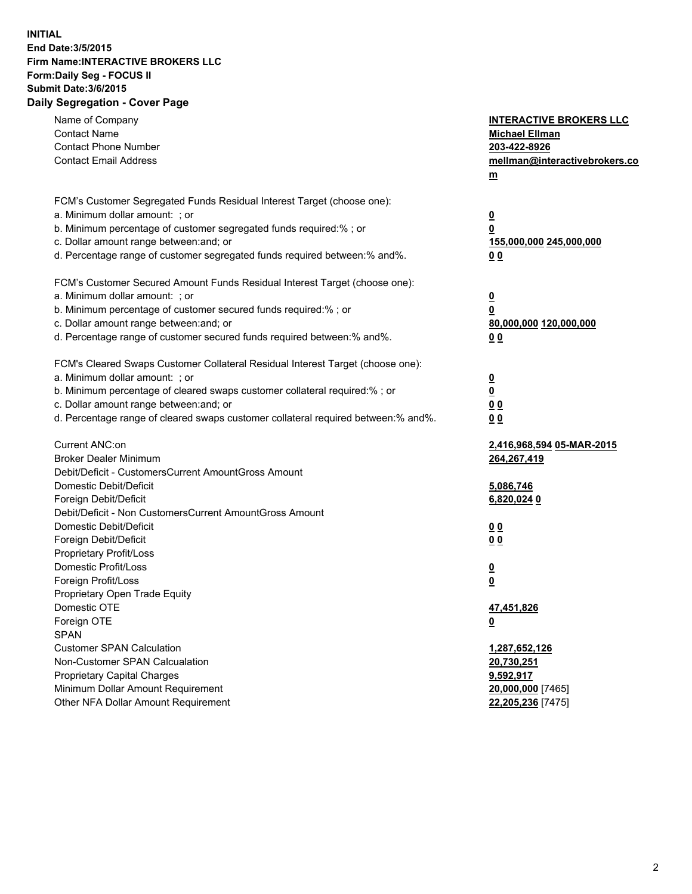**INITIAL**
**End Date:3/5/2015**
**Firm Name:INTERACTIVE BROKERS LLC**
**Form:Daily Seg - FOCUS II**
**Submit Date:3/6/2015**

## Daily Segregation - Cover Page

| | |
|---|---|
| Name of Company | **INTERACTIVE BROKERS LLC** |
| Contact Name | **Michael Ellman** |
| Contact Phone Number | **203-422-8926** |
| Contact Email Address | **mellman@interactivebrokers.com** |
| | |
| FCM's Customer Segregated Funds Residual Interest Target (choose one): | |
| a. Minimum dollar amount: ; or | **0** |
| b. Minimum percentage of customer segregated funds required:% ; or | **0** |
| c. Dollar amount range between:and; or | **155,000,000 245,000,000** |
| d. Percentage range of customer segregated funds required between:% and%. | **0 0** |
| | |
| FCM's Customer Secured Amount Funds Residual Interest Target (choose one): | |
| a. Minimum dollar amount: ; or | **0** |
| b. Minimum percentage of customer secured funds required:% ; or | **0** |
| c. Dollar amount range between:and; or | **80,000,000 120,000,000** |
| d. Percentage range of customer secured funds required between:% and%. | **0 0** |
| | |
| FCM's Cleared Swaps Customer Collateral Residual Interest Target (choose one): | |
| a. Minimum dollar amount: ; or | **0** |
| b. Minimum percentage of cleared swaps customer collateral required:% ; or | **0** |
| c. Dollar amount range between:and; or | **0 0** |
| d. Percentage range of cleared swaps customer collateral required between:% and%. | **0 0** |
| | |
| Current ANC:on | **2,416,968,594 05-MAR-2015** |
| Broker Dealer Minimum | **264,267,419** |
| Debit/Deficit - CustomersCurrent AmountGross Amount | |
| Domestic Debit/Deficit | **5,086,746** |
| Foreign Debit/Deficit | **6,820,024 0** |
| Debit/Deficit - Non CustomersCurrent AmountGross Amount | |
| Domestic Debit/Deficit | **0 0** |
| Foreign Debit/Deficit | **0 0** |
| Proprietary Profit/Loss | |
| Domestic Profit/Loss | **0** |
| Foreign Profit/Loss | **0** |
| Proprietary Open Trade Equity | |
| Domestic OTE | **47,451,826** |
| Foreign OTE | **0** |
| SPAN | |
| Customer SPAN Calculation | **1,287,652,126** |
| Non-Customer SPAN Calcualation | **20,730,251** |
| Proprietary Capital Charges | **9,592,917** |
| Minimum Dollar Amount Requirement | **20,000,000** [7465] |
| Other NFA Dollar Amount Requirement | **22,205,236** [7475] |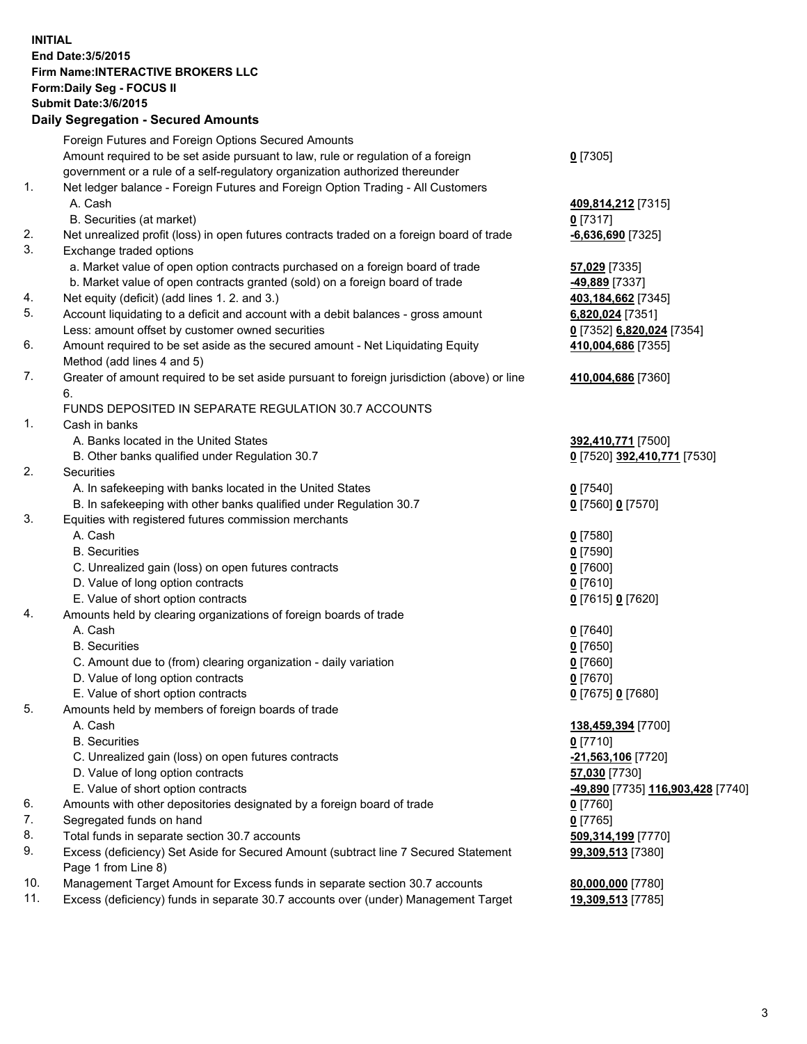**INITIAL**
**End Date:3/5/2015**
**Firm Name:INTERACTIVE BROKERS LLC**
**Form:Daily Seg - FOCUS II**
**Submit Date:3/6/2015**

## Daily Segregation - Secured Amounts

| | | |
|---|---|---|
| | Foreign Futures and Foreign Options Secured Amounts | |
| | Amount required to be set aside pursuant to law, rule or regulation of a foreign government or a rule of a self-regulatory organization authorized thereunder | **0** [7305] |
| 1. | Net ledger balance - Foreign Futures and Foreign Option Trading - All Customers | |
| | A. Cash | **409,814,212** [7315] |
| | B. Securities (at market) | **0** [7317] |
| 2. | Net unrealized profit (loss) in open futures contracts traded on a foreign board of trade | **-6,636,690** [7325] |
| 3. | Exchange traded options | |
| | a. Market value of open option contracts purchased on a foreign board of trade | **57,029** [7335] |
| | b. Market value of open contracts granted (sold) on a foreign board of trade | **-49,889** [7337] |
| 4. | Net equity (deficit) (add lines 1. 2. and 3.) | **403,184,662** [7345] |
| 5. | Account liquidating to a deficit and account with a debit balances - gross amount | **6,820,024** [7351] |
| | Less: amount offset by customer owned securities | **0** [7352] **6,820,024** [7354] |
| 6. | Amount required to be set aside as the secured amount - Net Liquidating Equity Method (add lines 4 and 5) | **410,004,686** [7355] |
| 7. | Greater of amount required to be set aside pursuant to foreign jurisdiction (above) or line 6. | **410,004,686** [7360] |
| | FUNDS DEPOSITED IN SEPARATE REGULATION 30.7 ACCOUNTS | |
| 1. | Cash in banks | |
| | A. Banks located in the United States | **392,410,771** [7500] |
| | B. Other banks qualified under Regulation 30.7 | **0** [7520] **392,410,771** [7530] |
| 2. | Securities | |
| | A. In safekeeping with banks located in the United States | **0** [7540] |
| | B. In safekeeping with other banks qualified under Regulation 30.7 | **0** [7560] **0** [7570] |
| 3. | Equities with registered futures commission merchants | |
| | A. Cash | **0** [7580] |
| | B. Securities | **0** [7590] |
| | C. Unrealized gain (loss) on open futures contracts | **0** [7600] |
| | D. Value of long option contracts | **0** [7610] |
| | E. Value of short option contracts | **0** [7615] **0** [7620] |
| 4. | Amounts held by clearing organizations of foreign boards of trade | |
| | A. Cash | **0** [7640] |
| | B. Securities | **0** [7650] |
| | C. Amount due to (from) clearing organization - daily variation | **0** [7660] |
| | D. Value of long option contracts | **0** [7670] |
| | E. Value of short option contracts | **0** [7675] **0** [7680] |
| 5. | Amounts held by members of foreign boards of trade | |
| | A. Cash | **138,459,394** [7700] |
| | B. Securities | **0** [7710] |
| | C. Unrealized gain (loss) on open futures contracts | **-21,563,106** [7720] |
| | D. Value of long option contracts | **57,030** [7730] |
| | E. Value of short option contracts | **-49,890** [7735] **116,903,428** [7740] |
| 6. | Amounts with other depositories designated by a foreign board of trade | **0** [7760] |
| 7. | Segregated funds on hand | **0** [7765] |
| 8. | Total funds in separate section 30.7 accounts | **509,314,199** [7770] |
| 9. | Excess (deficiency) Set Aside for Secured Amount (subtract line 7 Secured Statement Page 1 from Line 8) | **99,309,513** [7380] |
| 10. | Management Target Amount for Excess funds in separate section 30.7 accounts | **80,000,000** [7780] |
| 11. | Excess (deficiency) funds in separate 30.7 accounts over (under) Management Target | **19,309,513** [7785] |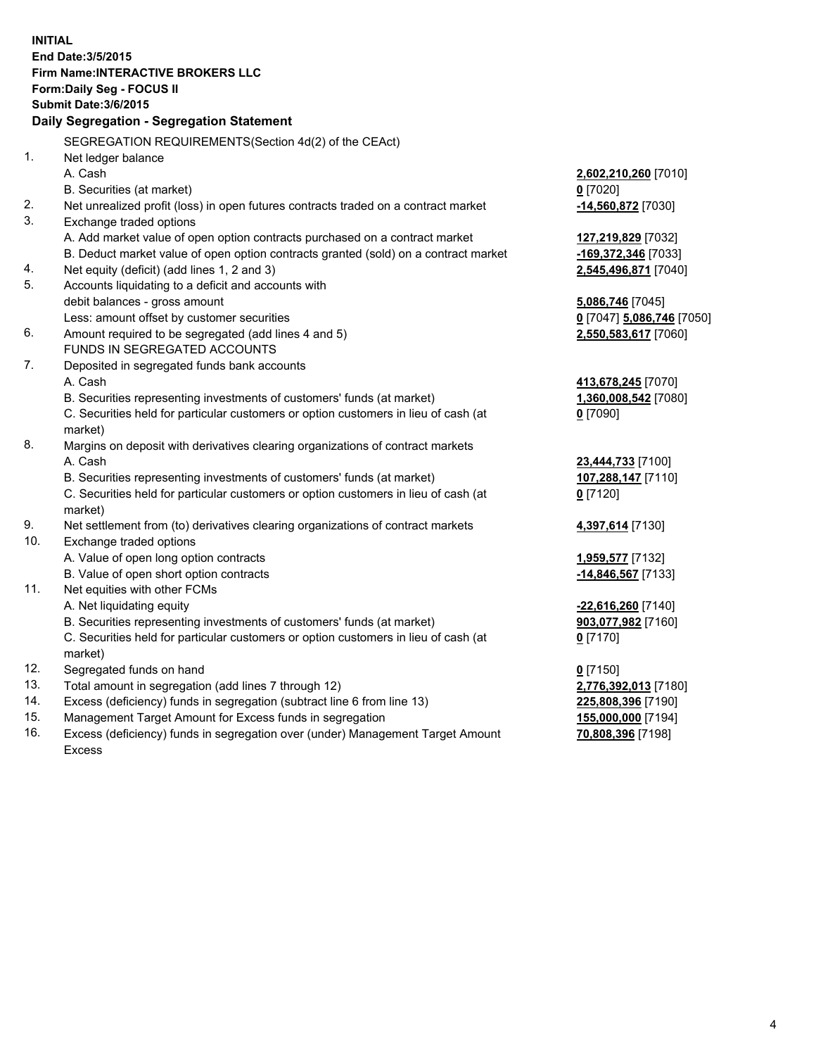**INITIAL**
**End Date:3/5/2015**
**Firm Name:INTERACTIVE BROKERS LLC**
**Form:Daily Seg - FOCUS II**
**Submit Date:3/6/2015**

### Daily Segregation - Segregation Statement

SEGREGATION REQUIREMENTS(Section 4d(2) of the CEAct)

| | | |
|---|---|---|
| 1. | Net ledger balance | |
| | A. Cash | **2,602,210,260** [7010] |
| | B. Securities (at market) | **0** [7020] |
| 2. | Net unrealized profit (loss) in open futures contracts traded on a contract market | **-14,560,872** [7030] |
| 3. | Exchange traded options | |
| | A. Add market value of open option contracts purchased on a contract market | **127,219,829** [7032] |
| | B. Deduct market value of open option contracts granted (sold) on a contract market | **-169,372,346** [7033] |
| 4. | Net equity (deficit) (add lines 1, 2 and 3) | **2,545,496,871** [7040] |
| 5. | Accounts liquidating to a deficit and accounts with debit balances - gross amount | **5,086,746** [7045] |
| | Less: amount offset by customer securities | **0** [7047] **5,086,746** [7050] |
| 6. | Amount required to be segregated (add lines 4 and 5) | **2,550,583,617** [7060] |
| | FUNDS IN SEGREGATED ACCOUNTS | |
| 7. | Deposited in segregated funds bank accounts | |
| | A. Cash | **413,678,245** [7070] |
| | B. Securities representing investments of customers' funds (at market) | **1,360,008,542** [7080] |
| | C. Securities held for particular customers or option customers in lieu of cash (at market) | **0** [7090] |
| 8. | Margins on deposit with derivatives clearing organizations of contract markets | |
| | A. Cash | **23,444,733** [7100] |
| | B. Securities representing investments of customers' funds (at market) | **107,288,147** [7110] |
| | C. Securities held for particular customers or option customers in lieu of cash (at market) | **0** [7120] |
| 9. | Net settlement from (to) derivatives clearing organizations of contract markets | **4,397,614** [7130] |
| 10. | Exchange traded options | |
| | A. Value of open long option contracts | **1,959,577** [7132] |
| | B. Value of open short option contracts | **-14,846,567** [7133] |
| 11. | Net equities with other FCMs | |
| | A. Net liquidating equity | **-22,616,260** [7140] |
| | B. Securities representing investments of customers' funds (at market) | **903,077,982** [7160] |
| | C. Securities held for particular customers or option customers in lieu of cash (at market) | **0** [7170] |
| 12. | Segregated funds on hand | **0** [7150] |
| 13. | Total amount in segregation (add lines 7 through 12) | **2,776,392,013** [7180] |
| 14. | Excess (deficiency) funds in segregation (subtract line 6 from line 13) | **225,808,396** [7190] |
| 15. | Management Target Amount for Excess funds in segregation | **155,000,000** [7194] |
| 16. | Excess (deficiency) funds in segregation over (under) Management Target Amount Excess | **70,808,396** [7198] |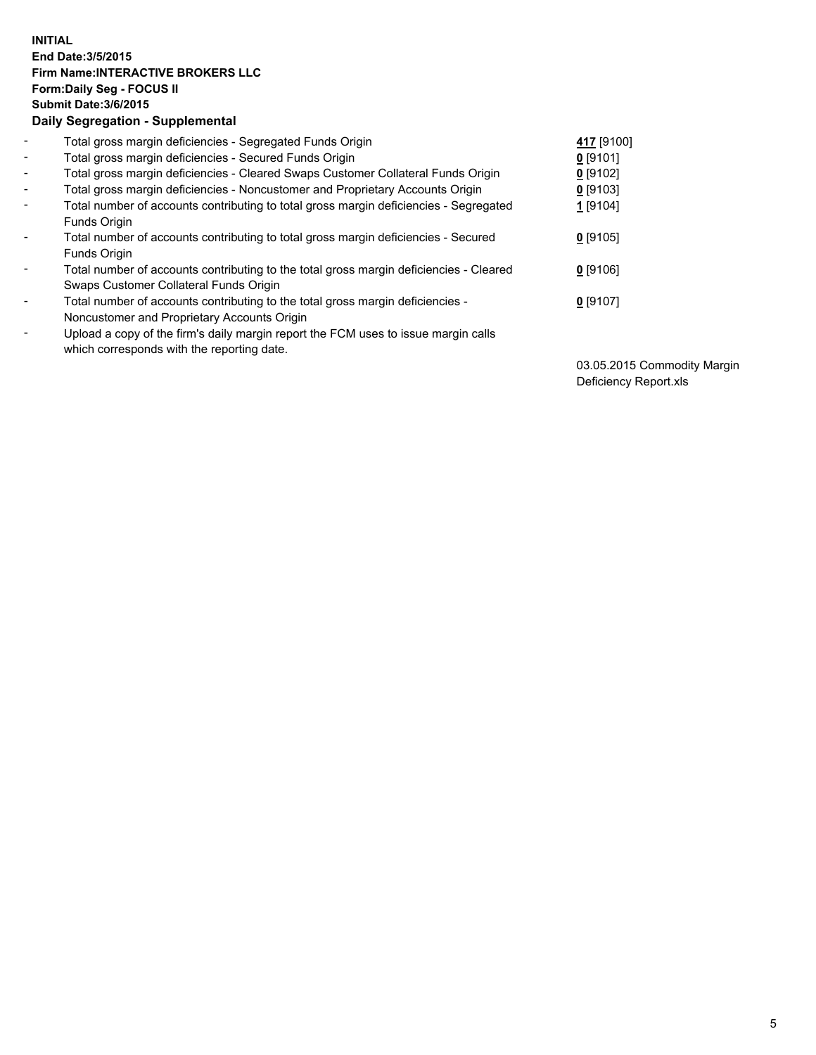**INITIAL**
**End Date:3/5/2015**
**Firm Name:INTERACTIVE BROKERS LLC**
**Form:Daily Seg - FOCUS II**
**Submit Date:3/6/2015**
**Daily Segregation - Supplemental**

| | | |
|---|---|---|
| - | Total gross margin deficiencies - Segregated Funds Origin | **417** [9100] |
| - | Total gross margin deficiencies - Secured Funds Origin | **0** [9101] |
| - | Total gross margin deficiencies - Cleared Swaps Customer Collateral Funds Origin | **0** [9102] |
| - | Total gross margin deficiencies - Noncustomer and Proprietary Accounts Origin | **0** [9103] |
| - | Total number of accounts contributing to total gross margin deficiencies - Segregated Funds Origin | **1** [9104] |
| - | Total number of accounts contributing to total gross margin deficiencies - Secured Funds Origin | **0** [9105] |
| - | Total number of accounts contributing to the total gross margin deficiencies - Cleared Swaps Customer Collateral Funds Origin | **0** [9106] |
| - | Total number of accounts contributing to the total gross margin deficiencies - Noncustomer and Proprietary Accounts Origin | **0** [9107] |
| - | Upload a copy of the firm's daily margin report the FCM uses to issue margin calls which corresponds with the reporting date. | 03.05.2015 Commodity Margin Deficiency Report.xls |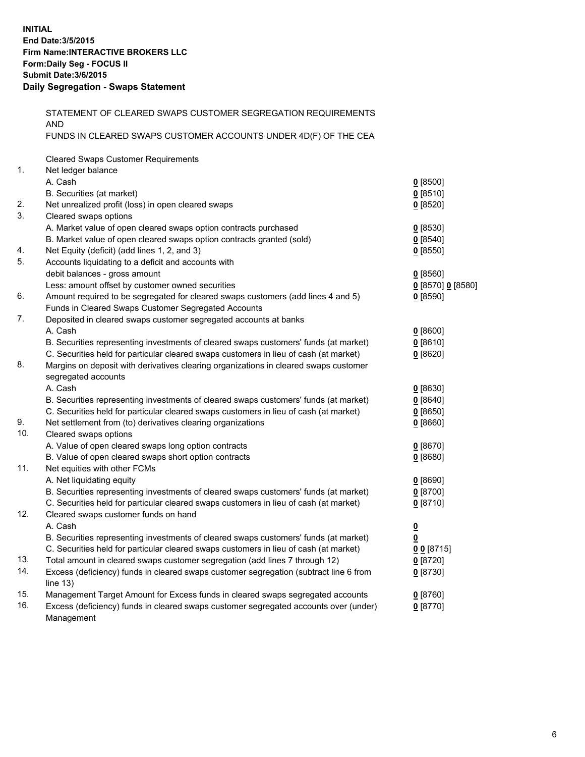**INITIAL**
**End Date:3/5/2015**
**Firm Name:INTERACTIVE BROKERS LLC**
**Form:Daily Seg - FOCUS II**
**Submit Date:3/6/2015**
**Daily Segregation - Swaps Statement**

STATEMENT OF CLEARED SWAPS CUSTOMER SEGREGATION REQUIREMENTS AND FUNDS IN CLEARED SWAPS CUSTOMER ACCOUNTS UNDER 4D(F) OF THE CEA

| | | |
|---|---|---|
| | Cleared Swaps Customer Requirements | |
| 1. | Net ledger balance | |
| | A. Cash | 0 [8500] |
| | B. Securities (at market) | 0 [8510] |
| 2. | Net unrealized profit (loss) in open cleared swaps | 0 [8520] |
| 3. | Cleared swaps options | |
| | A. Market value of open cleared swaps option contracts purchased | 0 [8530] |
| | B. Market value of open cleared swaps option contracts granted (sold) | 0 [8540] |
| 4. | Net Equity (deficit) (add lines 1, 2, and 3) | 0 [8550] |
| 5. | Accounts liquidating to a deficit and accounts with debit balances - gross amount | 0 [8560] |
| | Less: amount offset by customer owned securities | 0 [8570] 0 [8580] |
| 6. | Amount required to be segregated for cleared swaps customers (add lines 4 and 5) | 0 [8590] |
| | Funds in Cleared Swaps Customer Segregated Accounts | |
| 7. | Deposited in cleared swaps customer segregated accounts at banks | |
| | A. Cash | 0 [8600] |
| | B. Securities representing investments of cleared swaps customers' funds (at market) | 0 [8610] |
| | C. Securities held for particular cleared swaps customers in lieu of cash (at market) | 0 [8620] |
| 8. | Margins on deposit with derivatives clearing organizations in cleared swaps customer segregated accounts | |
| | A. Cash | 0 [8630] |
| | B. Securities representing investments of cleared swaps customers' funds (at market) | 0 [8640] |
| | C. Securities held for particular cleared swaps customers in lieu of cash (at market) | 0 [8650] |
| 9. | Net settlement from (to) derivatives clearing organizations | 0 [8660] |
| 10. | Cleared swaps options | |
| | A. Value of open cleared swaps long option contracts | 0 [8670] |
| | B. Value of open cleared swaps short option contracts | 0 [8680] |
| 11. | Net equities with other FCMs | |
| | A. Net liquidating equity | 0 [8690] |
| | B. Securities representing investments of cleared swaps customers' funds (at market) | 0 [8700] |
| | C. Securities held for particular cleared swaps customers in lieu of cash (at market) | 0 [8710] |
| 12. | Cleared swaps customer funds on hand | |
| | A. Cash | 0 |
| | B. Securities representing investments of cleared swaps customers' funds (at market) | 0 |
| | C. Securities held for particular cleared swaps customers in lieu of cash (at market) | 0 0 [8715] |
| 13. | Total amount in cleared swaps customer segregation (add lines 7 through 12) | 0 [8720] |
| 14. | Excess (deficiency) funds in cleared swaps customer segregation (subtract line 6 from line 13) | 0 [8730] |
| 15. | Management Target Amount for Excess funds in cleared swaps segregated accounts | 0 [8760] |
| 16. | Excess (deficiency) funds in cleared swaps customer segregated accounts over (under) Management | 0 [8770] |